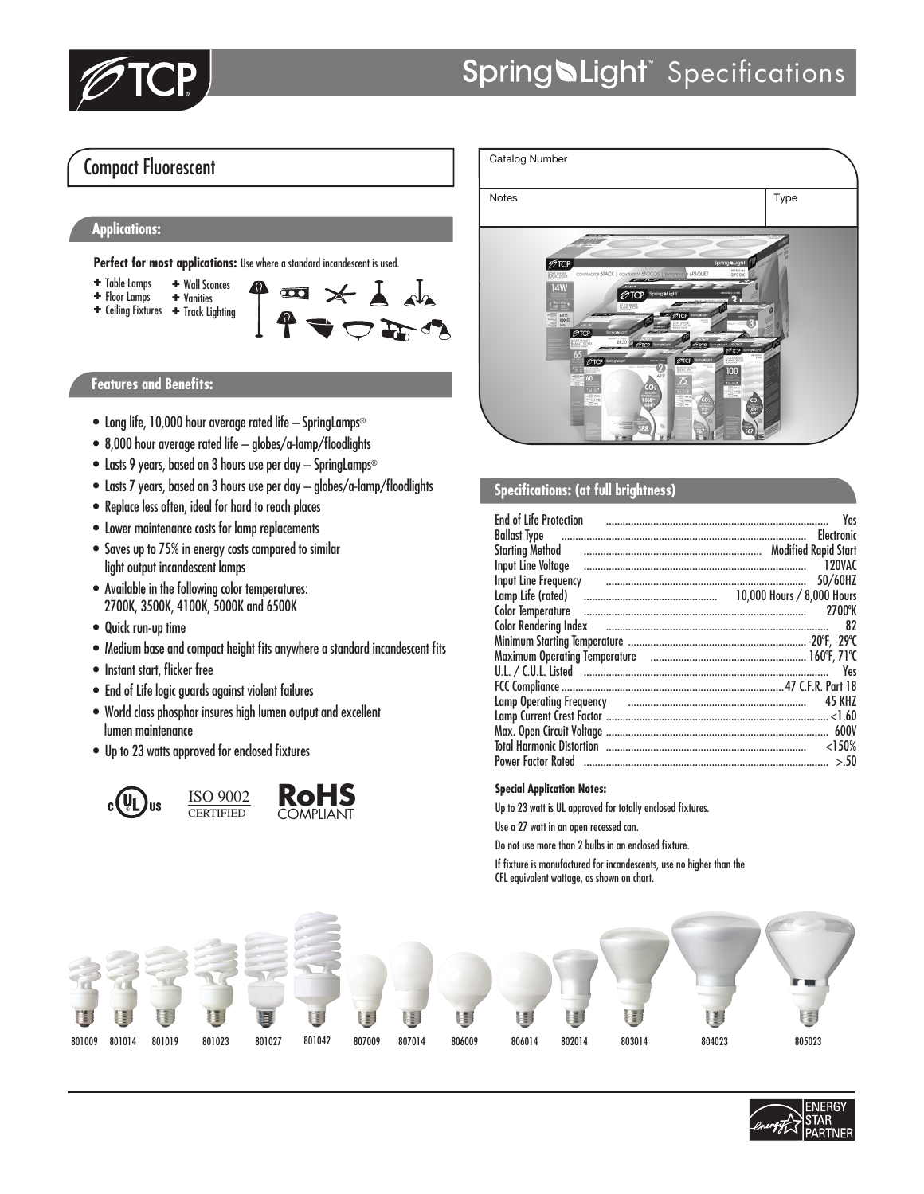# SpringLight™ Specifications

## Compact Fluorescent

| Catalog Number | |
|---|---|
| Notes | Type |

### Applications:

**Perfect for most applications:** Use where a standard incandescent is used.

- Table Lamps
- Floor Lamps
- Ceiling Fixtures
- Wall Sconces
- Vanities
- Track Lighting

### Features and Benefits:

- Long life, 10,000 hour average rated life – SpringLamps®
- 8,000 hour average rated life – globes/a-lamp/floodlights
- Lasts 9 years, based on 3 hours use per day – SpringLamps®
- Lasts 7 years, based on 3 hours use per day – globes/a-lamp/floodlights
- Replace less often, ideal for hard to reach places
- Lower maintenance costs for lamp replacements
- Saves up to 75% in energy costs compared to similar light output incandescent lamps
- Available in the following color temperatures: 2700K, 3500K, 4100K, 5000K and 6500K
- Quick run-up time
- Medium base and compact height fits anywhere a standard incandescent fits
- Instant start, flicker free
- End of Life logic guards against violent failures
- World class phosphor insures high lumen output and excellent lumen maintenance
- Up to 23 watts approved for enclosed fixtures

c UL us ISO 9002 CERTIFIED RoHS COMPLIANT

### Specifications: (at full brightness)

| Specification | Value |
|---|---|
| End of Life Protection | Yes |
| Ballast Type | Electronic |
| Starting Method | Modified Rapid Start |
| Input Line Voltage | 120VAC |
| Input Line Frequency | 50/60HZ |
| Lamp Life (rated) | 10,000 Hours / 8,000 Hours |
| Color Temperature | 2700ºK |
| Color Rendering Index | 82 |
| Minimum Starting Temperature | -20ºF, -29ºC |
| Maximum Operating Temperature | 160ºF, 71ºC |
| U.L. / C.U.L. Listed | Yes |
| FCC Compliance | 47 C.F.R. Part 18 |
| Lamp Operating Frequency | 45 KHZ |
| Lamp Current Crest Factor | <1.60 |
| Max. Open Circuit Voltage | 600V |
| Total Harmonic Distortion | <150% |
| Power Factor Rated | >.50 |

#### Special Application Notes:

Up to 23 watt is UL approved for totally enclosed fixtures.

Use a 27 watt in an open recessed can.

Do not use more than 2 bulbs in an enclosed fixture.

If fixture is manufactured for incandescents, use no higher than the CFL equivalent wattage, as shown on chart.

801009 801014 801019 801023 801027 801042 807009 807014 806009 806014 802014 803014 804023 805023

ENERGY STAR PARTNER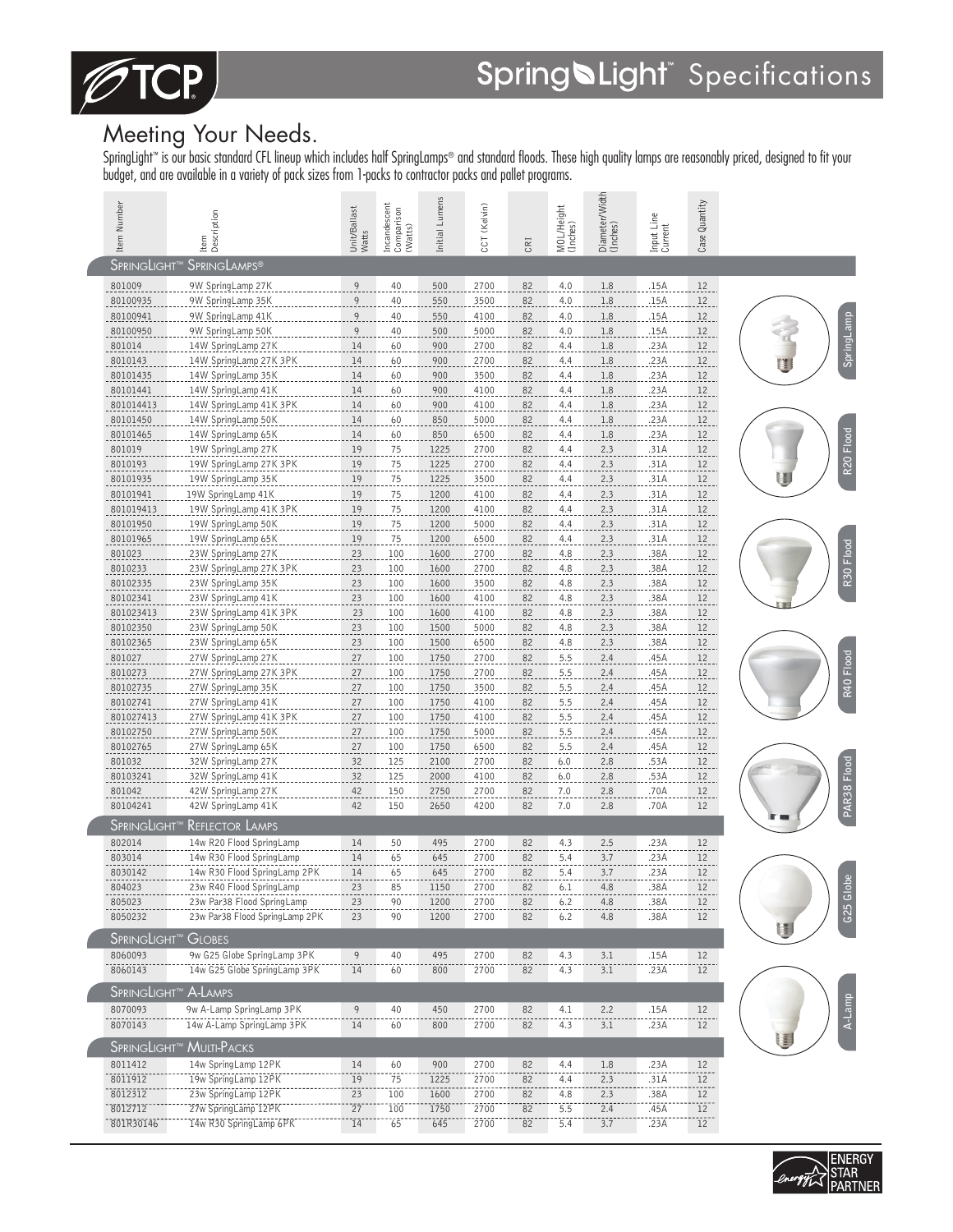# SpringLight™ Specifications

## Meeting Your Needs.

SpringLight™ is our basic standard CFL lineup which includes half SpringLamps® and standard floods. These high quality lamps are reasonably priced, designed to fit your budget, and are available in a variety of pack sizes from 1-packs to contractor packs and pallet programs.

| Item Number | Item Description | Unit/Ballast Watts | Incandescent Comparison (Watts) | Initial Lumens | CCT (Kelvin) | CRI | MOL/Height (Inches) | Diameter/Width (Inches) | Input Line Current | Case Quantity |
|---|---|---|---|---|---|---|---|---|---|---|
| **SpringLight™ SpringLamps®** | | | | | | | | | | |
| 801009 | 9W SpringLamp 27K | 9 | 40 | 500 | 2700 | 82 | 4.0 | 1.8 | .15A | 12 |
| 80100935 | 9W SpringLamp 35K | 9 | 40 | 550 | 3500 | 82 | 4.0 | 1.8 | .15A | 12 |
| 80100941 | 9W SpringLamp 41K | 9 | 40 | 550 | 4100 | 82 | 4.0 | 1.8 | .15A | 12 |
| 80100950 | 9W SpringLamp 50K | 9 | 40 | 500 | 5000 | 82 | 4.0 | 1.8 | .15A | 12 |
| 801014 | 14W SpringLamp 27K | 14 | 60 | 900 | 2700 | 82 | 4.4 | 1.8 | .23A | 12 |
| 8010143 | 14W SpringLamp 27K 3PK | 14 | 60 | 900 | 2700 | 82 | 4.4 | 1.8 | .23A | 12 |
| 80101435 | 14W SpringLamp 35K | 14 | 60 | 900 | 3500 | 82 | 4.4 | 1.8 | .23A | 12 |
| 80101441 | 14W SpringLamp 41K | 14 | 60 | 900 | 4100 | 82 | 4.4 | 1.8 | .23A | 12 |
| 801014413 | 14W SpringLamp 41K 3PK | 14 | 60 | 900 | 4100 | 82 | 4.4 | 1.8 | .23A | 12 |
| 80101450 | 14W SpringLamp 50K | 14 | 60 | 850 | 5000 | 82 | 4.4 | 1.8 | .23A | 12 |
| 80101465 | 14W SpringLamp 65K | 14 | 60 | 850 | 6500 | 82 | 4.4 | 1.8 | .23A | 12 |
| 801019 | 19W SpringLamp 27K | 19 | 75 | 1225 | 2700 | 82 | 4.4 | 2.3 | .31A | 12 |
| 8010193 | 19W SpringLamp 27K 3PK | 19 | 75 | 1225 | 2700 | 82 | 4.4 | 2.3 | .31A | 12 |
| 80101935 | 19W SpringLamp 35K | 19 | 75 | 1225 | 3500 | 82 | 4.4 | 2.3 | .31A | 12 |
| 80101941 | 19W SpringLamp 41K | 19 | 75 | 1200 | 4100 | 82 | 4.4 | 2.3 | .31A | 12 |
| 801019413 | 19W SpringLamp 41K 3PK | 19 | 75 | 1200 | 4100 | 82 | 4.4 | 2.3 | .31A | 12 |
| 80101950 | 19W SpringLamp 50K | 19 | 75 | 1200 | 5000 | 82 | 4.4 | 2.3 | .31A | 12 |
| 80101965 | 19W SpringLamp 65K | 19 | 75 | 1200 | 6500 | 82 | 4.4 | 2.3 | .31A | 12 |
| 801023 | 23W SpringLamp 27K | 23 | 100 | 1600 | 2700 | 82 | 4.8 | 2.3 | .38A | 12 |
| 8010233 | 23W SpringLamp 27K 3PK | 23 | 100 | 1600 | 2700 | 82 | 4.8 | 2.3 | .38A | 12 |
| 80102335 | 23W SpringLamp 35K | 23 | 100 | 1600 | 3500 | 82 | 4.8 | 2.3 | .38A | 12 |
| 80102341 | 23W SpringLamp 41K | 23 | 100 | 1600 | 4100 | 82 | 4.8 | 2.3 | .38A | 12 |
| 801023413 | 23W SpringLamp 41K 3PK | 23 | 100 | 1600 | 4100 | 82 | 4.8 | 2.3 | .38A | 12 |
| 80102350 | 23W SpringLamp 50K | 23 | 100 | 1500 | 5000 | 82 | 4.8 | 2.3 | .38A | 12 |
| 80102365 | 23W SpringLamp 65K | 23 | 100 | 1500 | 6500 | 82 | 4.8 | 2.3 | .38A | 12 |
| 801027 | 27W SpringLamp 27K | 27 | 100 | 1750 | 2700 | 82 | 5.5 | 2.4 | .45A | 12 |
| 8010273 | 27W SpringLamp 27K 3PK | 27 | 100 | 1750 | 2700 | 82 | 5.5 | 2.4 | .45A | 12 |
| 80102735 | 27W SpringLamp 35K | 27 | 100 | 1750 | 3500 | 82 | 5.5 | 2.4 | .45A | 12 |
| 80102741 | 27W SpringLamp 41K | 27 | 100 | 1750 | 4100 | 82 | 5.5 | 2.4 | .45A | 12 |
| 801027413 | 27W SpringLamp 41K 3PK | 27 | 100 | 1750 | 4100 | 82 | 5.5 | 2.4 | .45A | 12 |
| 80102750 | 27W SpringLamp 50K | 27 | 100 | 1750 | 5000 | 82 | 5.5 | 2.4 | .45A | 12 |
| 80102765 | 27W SpringLamp 65K | 27 | 100 | 1750 | 6500 | 82 | 5.5 | 2.4 | .45A | 12 |
| 801032 | 32W SpringLamp 27K | 32 | 125 | 2100 | 2700 | 82 | 6.0 | 2.8 | .53A | 12 |
| 80103241 | 32W SpringLamp 41K | 32 | 125 | 2000 | 4100 | 82 | 6.0 | 2.8 | .53A | 12 |
| 801042 | 42W SpringLamp 27K | 42 | 150 | 2750 | 2700 | 82 | 7.0 | 2.8 | .70A | 12 |
| 80104241 | 42W SpringLamp 41K | 42 | 150 | 2650 | 4200 | 82 | 7.0 | 2.8 | .70A | 12 |
| **SpringLight™ Reflector Lamps** | | | | | | | | | | |
| 802014 | 14w R20 Flood SpringLamp | 14 | 50 | 495 | 2700 | 82 | 4.3 | 2.5 | .23A | 12 |
| 803014 | 14w R30 Flood SpringLamp | 14 | 65 | 645 | 2700 | 82 | 5.4 | 3.7 | .23A | 12 |
| 8030142 | 14w R30 Flood SpringLamp 2PK | 14 | 65 | 645 | 2700 | 82 | 5.4 | 3.7 | .23A | 12 |
| 804023 | 23w R40 Flood SpringLamp | 23 | 85 | 1150 | 2700 | 82 | 6.1 | 4.8 | .38A | 12 |
| 805023 | 23w Par38 Flood SpringLamp | 23 | 90 | 1200 | 2700 | 82 | 6.2 | 4.8 | .38A | 12 |
| 8050232 | 23w Par38 Flood SpringLamp 2PK | 23 | 90 | 1200 | 2700 | 82 | 6.2 | 4.8 | .38A | 12 |
| **SpringLight™ Globes** | | | | | | | | | | |
| 8060093 | 9w G25 Globe SpringLamp 3PK | 9 | 40 | 495 | 2700 | 82 | 4.3 | 3.1 | .15A | 12 |
| 8060143 | 14w G25 Globe SpringLamp 3PK | 14 | 60 | 800 | 2700 | 82 | 4.3 | 3.1 | .23A | 12 |
| **SpringLight™ A-Lamps** | | | | | | | | | | |
| 8070093 | 9w A-Lamp SpringLamp 3PK | 9 | 40 | 450 | 2700 | 82 | 4.1 | 2.2 | .15A | 12 |
| 8070143 | 14w A-Lamp SpringLamp 3PK | 14 | 60 | 800 | 2700 | 82 | 4.3 | 3.1 | .23A | 12 |
| **SpringLight™ Multi-Packs** | | | | | | | | | | |
| 8011412 | 14w SpringLamp 12PK | 14 | 60 | 900 | 2700 | 82 | 4.4 | 1.8 | .23A | 12 |
| 8011912 | 19w SpringLamp 12PK | 19 | 75 | 1225 | 2700 | 82 | 4.4 | 2.3 | .31A | 12 |
| 8012312 | 23w SpringLamp 12PK | 23 | 100 | 1600 | 2700 | 82 | 4.8 | 2.3 | .38A | 12 |
| 8012712 | 27w SpringLamp 12PK | 27 | 100 | 1750 | 2700 | 82 | 5.5 | 2.4 | .45A | 12 |
| 801R30146 | 14w R30 SpringLamp 6PK | 14 | 65 | 645 | 2700 | 82 | 5.4 | 3.7 | .23A | 12 |

SpringLamp

R20 Flood

R30 Flood

R40 Flood

PAR38 Flood

G25 Globe

A-Lamp

ENERGY STAR PARTNER